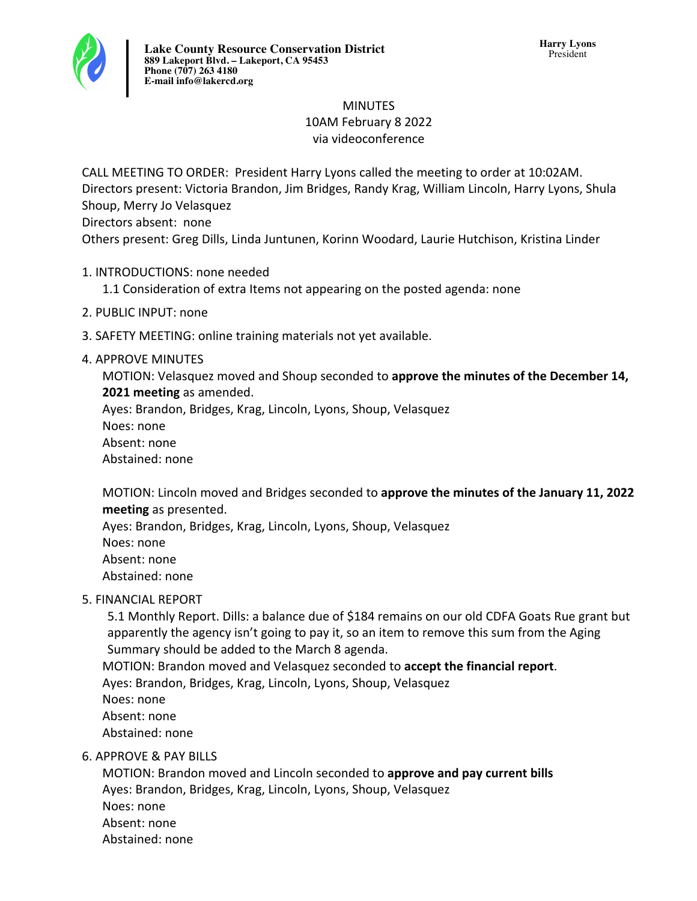**Lake County Resource Conservation District**
**889 Lakeport Blvd. – Lakeport, CA 95453**
**Phone (707) 263 4180**
**E-mail info@lakercd.org**

**Harry Lyons**
President

# MINUTES
10AM February 8 2022
via videoconference

CALL MEETING TO ORDER: President Harry Lyons called the meeting to order at 10:02AM.
Directors present: Victoria Brandon, Jim Bridges, Randy Krag, William Lincoln, Harry Lyons, Shula Shoup, Merry Jo Velasquez
Directors absent: none
Others present: Greg Dills, Linda Juntunen, Korinn Woodard, Laurie Hutchison, Kristina Linder

1. INTRODUCTIONS: none needed
   1.1 Consideration of extra Items not appearing on the posted agenda: none
2. PUBLIC INPUT: none
3. SAFETY MEETING: online training materials not yet available.
4. APPROVE MINUTES

   MOTION: Velasquez moved and Shoup seconded to **approve the minutes of the December 14, 2021 meeting** as amended.
   Ayes: Brandon, Bridges, Krag, Lincoln, Lyons, Shoup, Velasquez
   Noes: none
   Absent: none
   Abstained: none

   MOTION: Lincoln moved and Bridges seconded to **approve the minutes of the January 11, 2022 meeting** as presented.
   Ayes: Brandon, Bridges, Krag, Lincoln, Lyons, Shoup, Velasquez
   Noes: none
   Absent: none
   Abstained: none
5. FINANCIAL REPORT
   5.1 Monthly Report. Dills: a balance due of $184 remains on our old CDFA Goats Rue grant but apparently the agency isn't going to pay it, so an item to remove this sum from the Aging Summary should be added to the March 8 agenda.

   MOTION: Brandon moved and Velasquez seconded to **accept the financial report**.
   Ayes: Brandon, Bridges, Krag, Lincoln, Lyons, Shoup, Velasquez
   Noes: none
   Absent: none
   Abstained: none
6. APPROVE & PAY BILLS

   MOTION: Brandon moved and Lincoln seconded to **approve and pay current bills**
   Ayes: Brandon, Bridges, Krag, Lincoln, Lyons, Shoup, Velasquez
   Noes: none
   Absent: none
   Abstained: none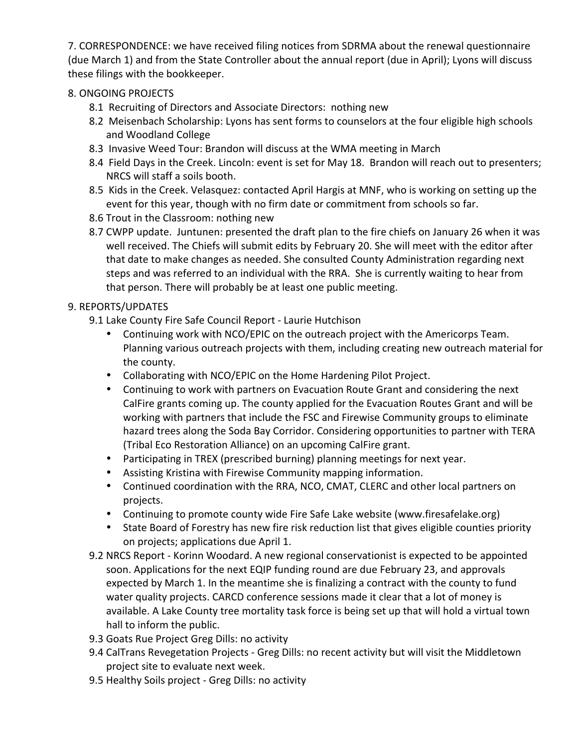7. CORRESPONDENCE: we have received filing notices from SDRMA about the renewal questionnaire (due March 1) and from the State Controller about the annual report (due in April); Lyons will discuss these filings with the bookkeeper.

8. ONGOING PROJECTS

- 8.1 Recruiting of Directors and Associate Directors: nothing new
- 8.2 Meisenbach Scholarship: Lyons has sent forms to counselors at the four eligible high schools and Woodland College
- 8.3 Invasive Weed Tour: Brandon will discuss at the WMA meeting in March
- 8.4 Field Days in the Creek. Lincoln: event is set for May 18. Brandon will reach out to presenters; NRCS will staff a soils booth.
- 8.5 Kids in the Creek. Velasquez: contacted April Hargis at MNF, who is working on setting up the event for this year, though with no firm date or commitment from schools so far.
- 8.6 Trout in the Classroom: nothing new
- 8.7 CWPP update. Juntunen: presented the draft plan to the fire chiefs on January 26 when it was well received. The Chiefs will submit edits by February 20. She will meet with the editor after that date to make changes as needed. She consulted County Administration regarding next steps and was referred to an individual with the RRA. She is currently waiting to hear from that person. There will probably be at least one public meeting.

9. REPORTS/UPDATES

- 9.1 Lake County Fire Safe Council Report - Laurie Hutchison
  - Continuing work with NCO/EPIC on the outreach project with the Americorps Team. Planning various outreach projects with them, including creating new outreach material for the county.
  - Collaborating with NCO/EPIC on the Home Hardening Pilot Project.
  - Continuing to work with partners on Evacuation Route Grant and considering the next CalFire grants coming up. The county applied for the Evacuation Routes Grant and will be working with partners that include the FSC and Firewise Community groups to eliminate hazard trees along the Soda Bay Corridor. Considering opportunities to partner with TERA (Tribal Eco Restoration Alliance) on an upcoming CalFire grant.
  - Participating in TREX (prescribed burning) planning meetings for next year.
  - Assisting Kristina with Firewise Community mapping information.
  - Continued coordination with the RRA, NCO, CMAT, CLERC and other local partners on projects.
  - Continuing to promote county wide Fire Safe Lake website (www.firesafelake.org)
  - State Board of Forestry has new fire risk reduction list that gives eligible counties priority on projects; applications due April 1.
- 9.2 NRCS Report - Korinn Woodard. A new regional conservationist is expected to be appointed soon. Applications for the next EQIP funding round are due February 23, and approvals expected by March 1. In the meantime she is finalizing a contract with the county to fund water quality projects. CARCD conference sessions made it clear that a lot of money is available. A Lake County tree mortality task force is being set up that will hold a virtual town hall to inform the public.
- 9.3 Goats Rue Project Greg Dills: no activity
- 9.4 CalTrans Revegetation Projects - Greg Dills: no recent activity but will visit the Middletown project site to evaluate next week.
- 9.5 Healthy Soils project - Greg Dills: no activity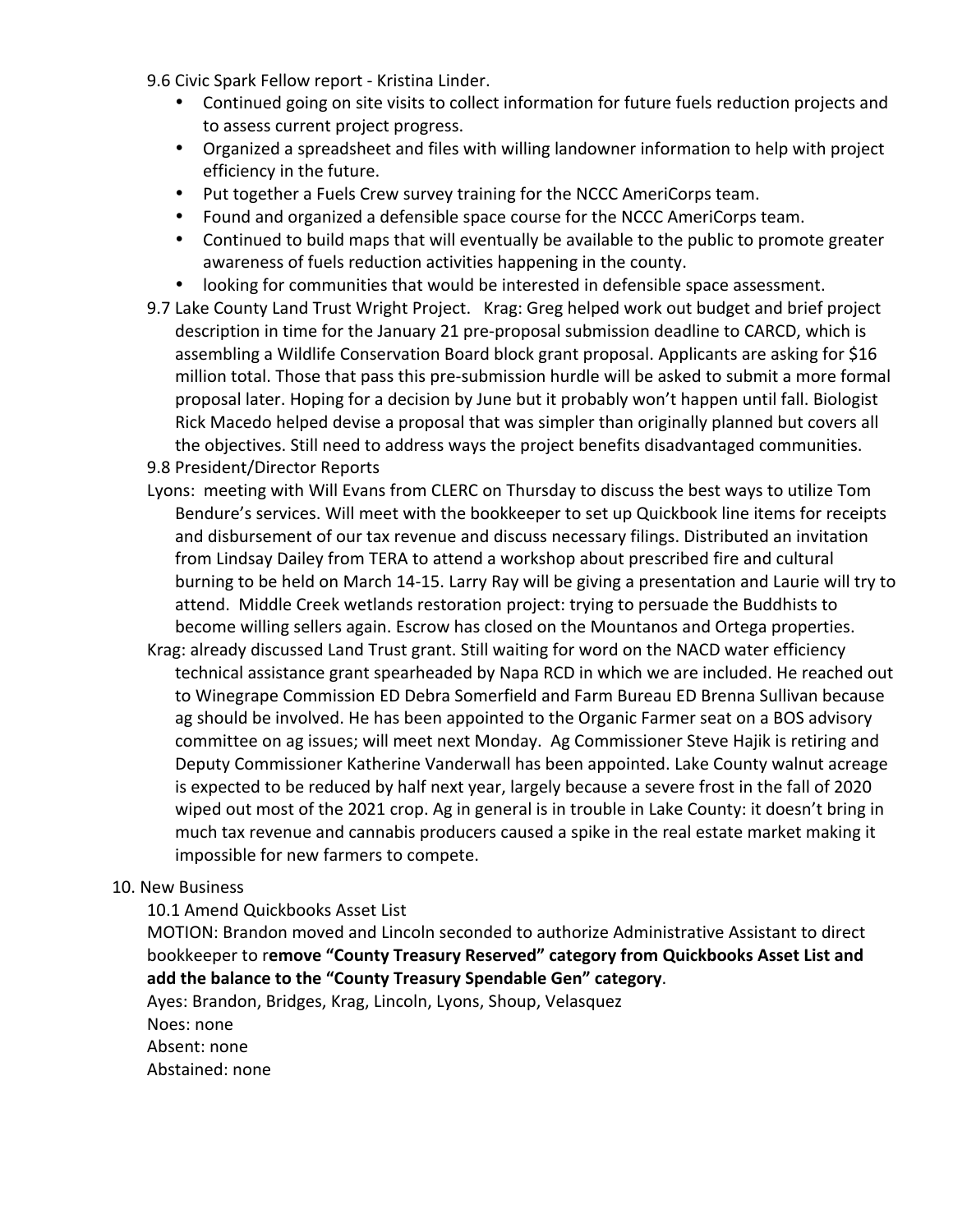9.6 Civic Spark Fellow report - Kristina Linder.

- Continued going on site visits to collect information for future fuels reduction projects and to assess current project progress.
- Organized a spreadsheet and files with willing landowner information to help with project efficiency in the future.
- Put together a Fuels Crew survey training for the NCCC AmeriCorps team.
- Found and organized a defensible space course for the NCCC AmeriCorps team.
- Continued to build maps that will eventually be available to the public to promote greater awareness of fuels reduction activities happening in the county.
- looking for communities that would be interested in defensible space assessment.

9.7 Lake County Land Trust Wright Project. Krag: Greg helped work out budget and brief project description in time for the January 21 pre-proposal submission deadline to CARCD, which is assembling a Wildlife Conservation Board block grant proposal. Applicants are asking for $16 million total. Those that pass this pre-submission hurdle will be asked to submit a more formal proposal later. Hoping for a decision by June but it probably won't happen until fall. Biologist Rick Macedo helped devise a proposal that was simpler than originally planned but covers all the objectives. Still need to address ways the project benefits disadvantaged communities.

9.8 President/Director Reports

Lyons: meeting with Will Evans from CLERC on Thursday to discuss the best ways to utilize Tom Bendure's services. Will meet with the bookkeeper to set up Quickbook line items for receipts and disbursement of our tax revenue and discuss necessary filings. Distributed an invitation from Lindsay Dailey from TERA to attend a workshop about prescribed fire and cultural burning to be held on March 14-15. Larry Ray will be giving a presentation and Laurie will try to attend. Middle Creek wetlands restoration project: trying to persuade the Buddhists to become willing sellers again. Escrow has closed on the Mountanos and Ortega properties.

Krag: already discussed Land Trust grant. Still waiting for word on the NACD water efficiency technical assistance grant spearheaded by Napa RCD in which we are included. He reached out to Winegrape Commission ED Debra Somerfield and Farm Bureau ED Brenna Sullivan because ag should be involved. He has been appointed to the Organic Farmer seat on a BOS advisory committee on ag issues; will meet next Monday. Ag Commissioner Steve Hajik is retiring and Deputy Commissioner Katherine Vanderwall has been appointed. Lake County walnut acreage is expected to be reduced by half next year, largely because a severe frost in the fall of 2020 wiped out most of the 2021 crop. Ag in general is in trouble in Lake County: it doesn't bring in much tax revenue and cannabis producers caused a spike in the real estate market making it impossible for new farmers to compete.

10. New Business

10.1 Amend Quickbooks Asset List

MOTION: Brandon moved and Lincoln seconded to authorize Administrative Assistant to direct bookkeeper to r**emove "County Treasury Reserved" category from Quickbooks Asset List and add the balance to the "County Treasury Spendable Gen" category**.

Ayes: Brandon, Bridges, Krag, Lincoln, Lyons, Shoup, Velasquez

Noes: none

Absent: none

Abstained: none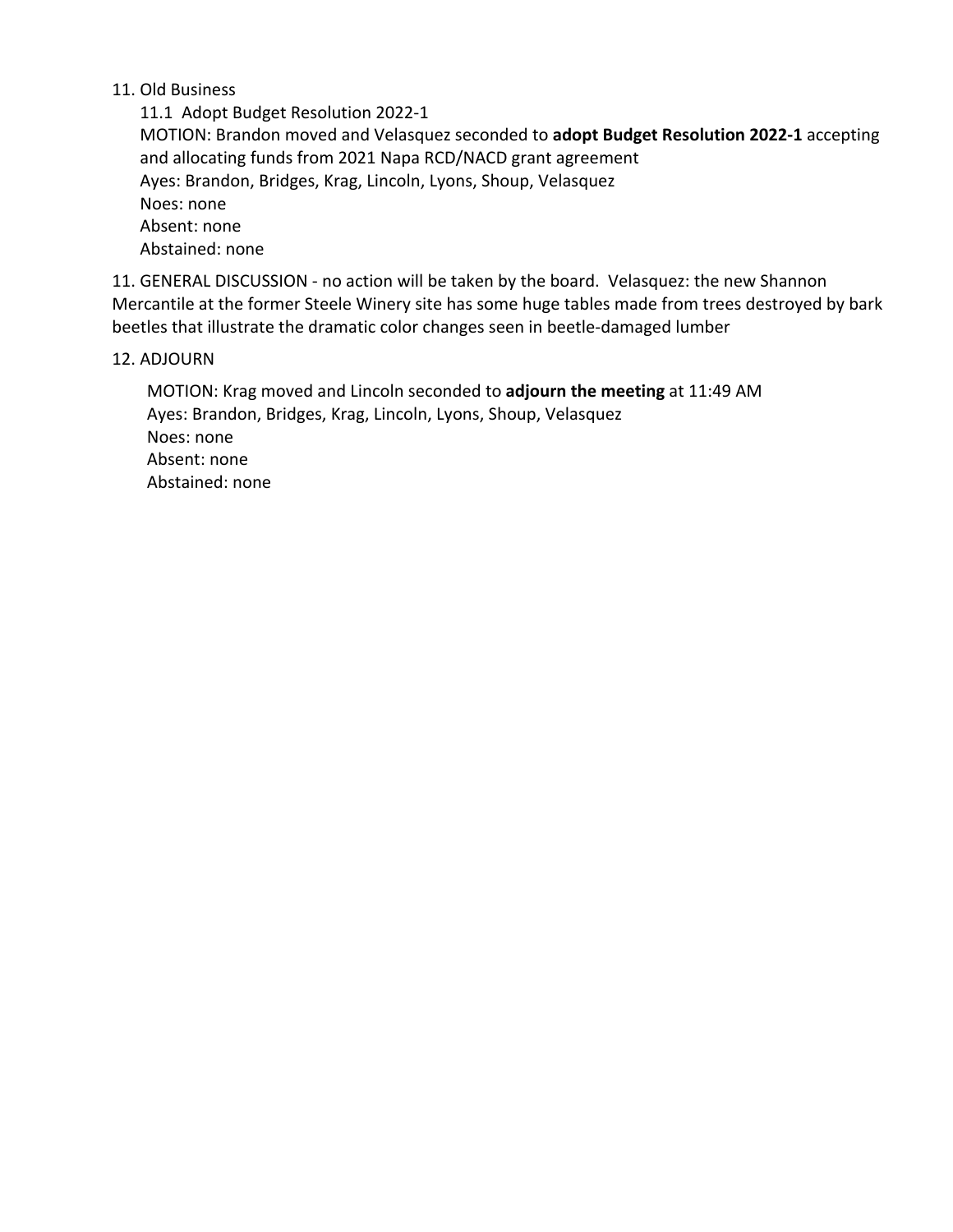11. Old Business

11.1 Adopt Budget Resolution 2022-1

MOTION: Brandon moved and Velasquez seconded to **adopt Budget Resolution 2022-1** accepting and allocating funds from 2021 Napa RCD/NACD grant agreement
Ayes: Brandon, Bridges, Krag, Lincoln, Lyons, Shoup, Velasquez
Noes: none
Absent: none
Abstained: none

11. GENERAL DISCUSSION - no action will be taken by the board. Velasquez: the new Shannon Mercantile at the former Steele Winery site has some huge tables made from trees destroyed by bark beetles that illustrate the dramatic color changes seen in beetle-damaged lumber

12. ADJOURN

MOTION: Krag moved and Lincoln seconded to **adjourn the meeting** at 11:49 AM
Ayes: Brandon, Bridges, Krag, Lincoln, Lyons, Shoup, Velasquez
Noes: none
Absent: none
Abstained: none